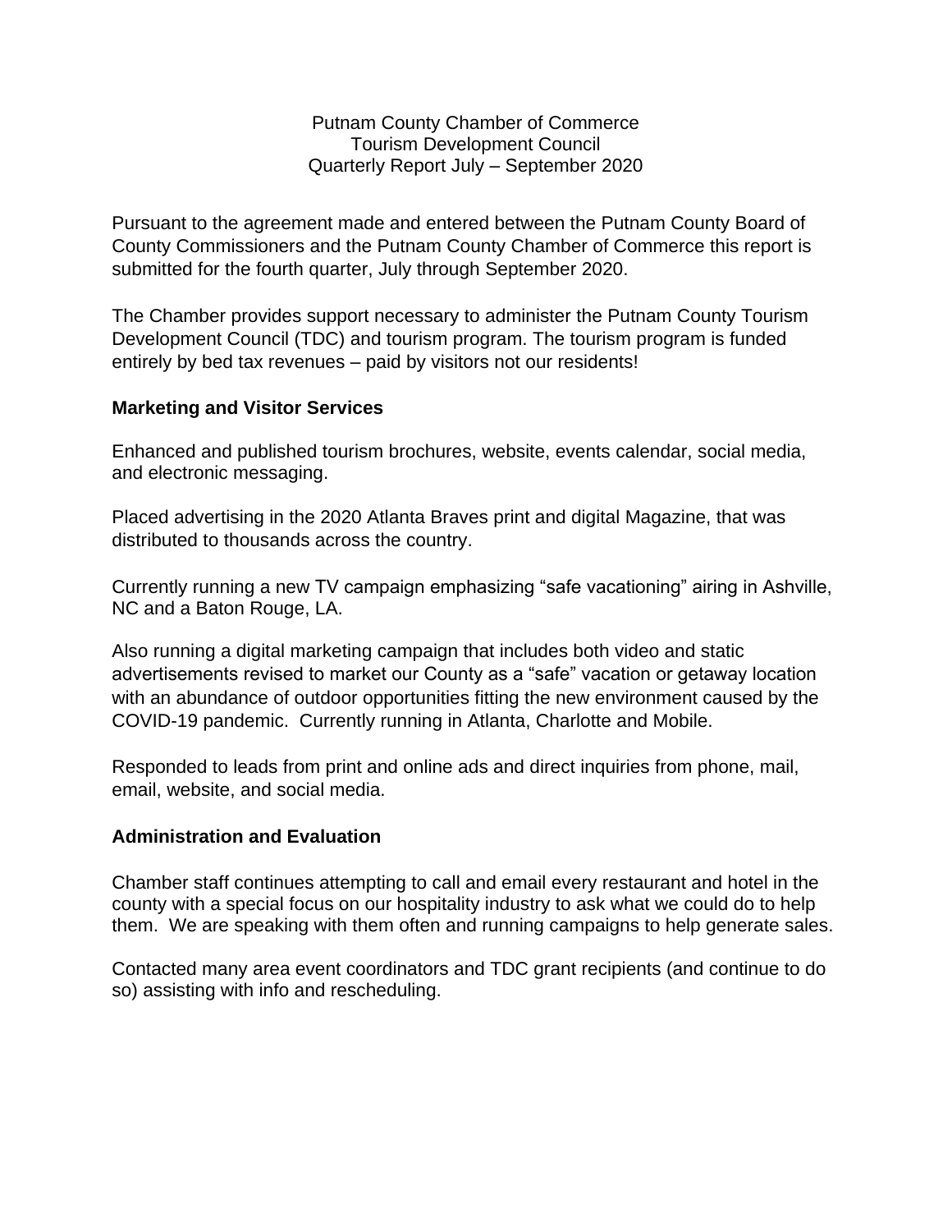Putnam County Chamber of Commerce
Tourism Development Council
Quarterly Report July – September 2020

Pursuant to the agreement made and entered between the Putnam County Board of County Commissioners and the Putnam County Chamber of Commerce this report is submitted for the fourth quarter, July through September 2020.

The Chamber provides support necessary to administer the Putnam County Tourism Development Council (TDC) and tourism program. The tourism program is funded entirely by bed tax revenues – paid by visitors not our residents!

**Marketing and Visitor Services**

Enhanced and published tourism brochures, website, events calendar, social media, and electronic messaging.

Placed advertising in the 2020 Atlanta Braves print and digital Magazine, that was distributed to thousands across the country.

Currently running a new TV campaign emphasizing "safe vacationing" airing in Ashville, NC and a Baton Rouge, LA.

Also running a digital marketing campaign that includes both video and static advertisements revised to market our County as a "safe" vacation or getaway location with an abundance of outdoor opportunities fitting the new environment caused by the COVID-19 pandemic. Currently running in Atlanta, Charlotte and Mobile.

Responded to leads from print and online ads and direct inquiries from phone, mail, email, website, and social media.

**Administration and Evaluation**

Chamber staff continues attempting to call and email every restaurant and hotel in the county with a special focus on our hospitality industry to ask what we could do to help them. We are speaking with them often and running campaigns to help generate sales.

Contacted many area event coordinators and TDC grant recipients (and continue to do so) assisting with info and rescheduling.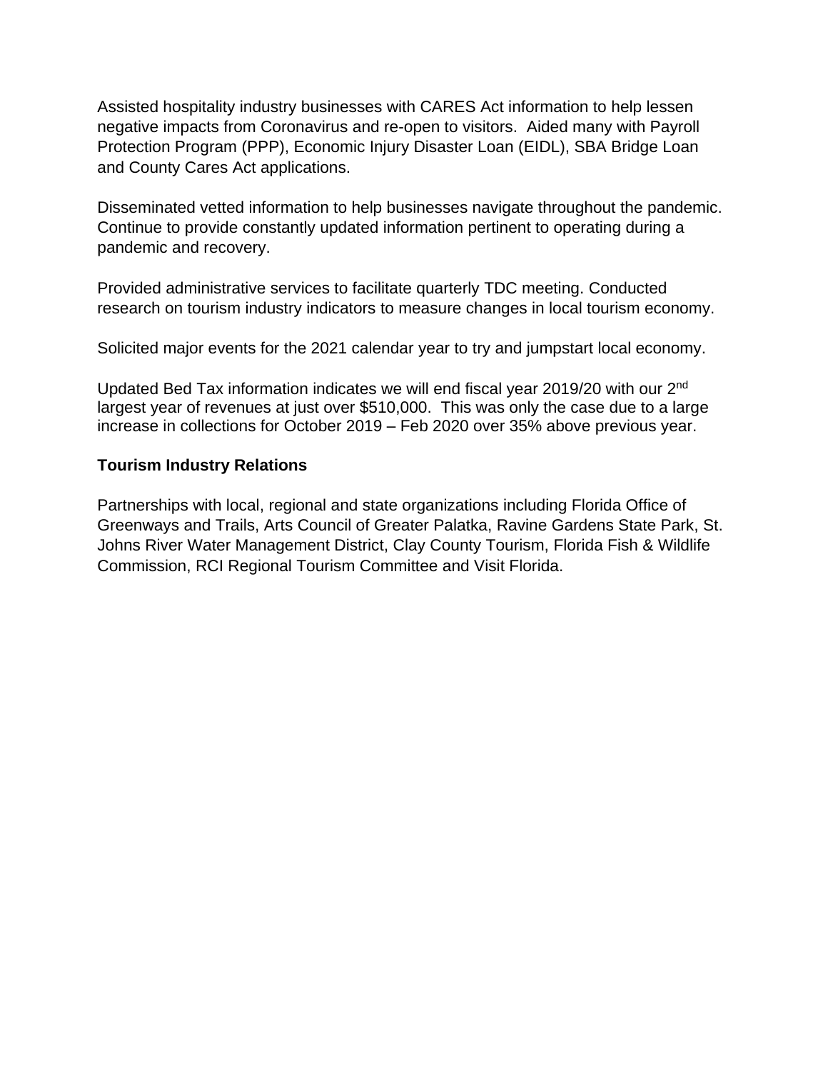Assisted hospitality industry businesses with CARES Act information to help lessen negative impacts from Coronavirus and re-open to visitors. Aided many with Payroll Protection Program (PPP), Economic Injury Disaster Loan (EIDL), SBA Bridge Loan and County Cares Act applications.

Disseminated vetted information to help businesses navigate throughout the pandemic. Continue to provide constantly updated information pertinent to operating during a pandemic and recovery.

Provided administrative services to facilitate quarterly TDC meeting. Conducted research on tourism industry indicators to measure changes in local tourism economy.

Solicited major events for the 2021 calendar year to try and jumpstart local economy.

Updated Bed Tax information indicates we will end fiscal year 2019/20 with our 2nd largest year of revenues at just over $510,000. This was only the case due to a large increase in collections for October 2019 – Feb 2020 over 35% above previous year.

**Tourism Industry Relations**

Partnerships with local, regional and state organizations including Florida Office of Greenways and Trails, Arts Council of Greater Palatka, Ravine Gardens State Park, St. Johns River Water Management District, Clay County Tourism, Florida Fish & Wildlife Commission, RCI Regional Tourism Committee and Visit Florida.